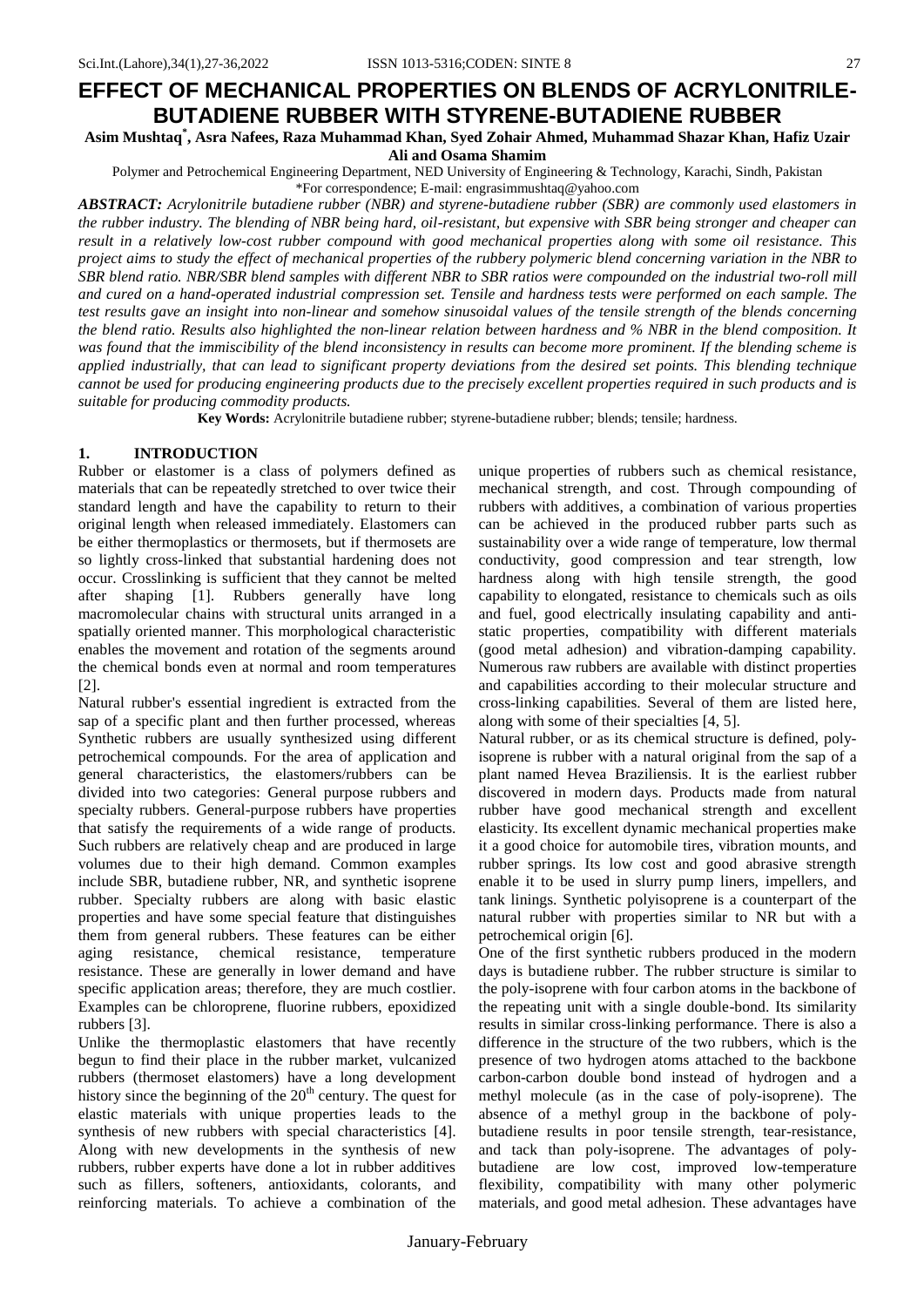# EFFECT OF MECHANICAL PROPERTIES ON BLENDS OF ACRYLONITRILE-BUTADIENE RUBBER WITH STYRENE-BUTADIENE RUBBER

**Asim Mushtaq\*, Asra Nafees, Raza Muhammad Khan, Syed Zohair Ahmed, Muhammad Shazar Khan, Hafiz Uzair Ali and Osama Shamim**

Polymer and Petrochemical Engineering Department, NED University of Engineering & Technology, Karachi, Sindh, Pakistan

\*For correspondence; E-mail: engrasimmushtaq@yahoo.com

***ABSTRACT:*** *Acrylonitrile butadiene rubber (NBR) and styrene-butadiene rubber (SBR) are commonly used elastomers in the rubber industry. The blending of NBR being hard, oil-resistant, but expensive with SBR being stronger and cheaper can result in a relatively low-cost rubber compound with good mechanical properties along with some oil resistance. This project aims to study the effect of mechanical properties of the rubbery polymeric blend concerning variation in the NBR to SBR blend ratio. NBR/SBR blend samples with different NBR to SBR ratios were compounded on the industrial two-roll mill and cured on a hand-operated industrial compression set. Tensile and hardness tests were performed on each sample. The test results gave an insight into non-linear and somehow sinusoidal values of the tensile strength of the blends concerning the blend ratio. Results also highlighted the non-linear relation between hardness and % NBR in the blend composition. It was found that the immiscibility of the blend inconsistency in results can become more prominent. If the blending scheme is applied industrially, that can lead to significant property deviations from the desired set points. This blending technique cannot be used for producing engineering products due to the precisely excellent properties required in such products and is suitable for producing commodity products.*

**Key Words:** Acrylonitrile butadiene rubber; styrene-butadiene rubber; blends; tensile; hardness.

## 1. INTRODUCTION

Rubber or elastomer is a class of polymers defined as materials that can be repeatedly stretched to over twice their standard length and have the capability to return to their original length when released immediately. Elastomers can be either thermoplastics or thermosets, but if thermosets are so lightly cross-linked that substantial hardening does not occur. Crosslinking is sufficient that they cannot be melted after shaping [1]. Rubbers generally have long macromolecular chains with structural units arranged in a spatially oriented manner. This morphological characteristic enables the movement and rotation of the segments around the chemical bonds even at normal and room temperatures [2].

Natural rubber's essential ingredient is extracted from the sap of a specific plant and then further processed, whereas Synthetic rubbers are usually synthesized using different petrochemical compounds. For the area of application and general characteristics, the elastomers/rubbers can be divided into two categories: General purpose rubbers and specialty rubbers. General-purpose rubbers have properties that satisfy the requirements of a wide range of products. Such rubbers are relatively cheap and are produced in large volumes due to their high demand. Common examples include SBR, butadiene rubber, NR, and synthetic isoprene rubber. Specialty rubbers are along with basic elastic properties and have some special feature that distinguishes them from general rubbers. These features can be either aging resistance, chemical resistance, temperature resistance. These are generally in lower demand and have specific application areas; therefore, they are much costlier. Examples can be chloroprene, fluorine rubbers, epoxidized rubbers [3].

Unlike the thermoplastic elastomers that have recently begun to find their place in the rubber market, vulcanized rubbers (thermoset elastomers) have a long development history since the beginning of the 20th century. The quest for elastic materials with unique properties leads to the synthesis of new rubbers with special characteristics [4]. Along with new developments in the synthesis of new rubbers, rubber experts have done a lot in rubber additives such as fillers, softeners, antioxidants, colorants, and reinforcing materials. To achieve a combination of the unique properties of rubbers such as chemical resistance, mechanical strength, and cost. Through compounding of rubbers with additives, a combination of various properties can be achieved in the produced rubber parts such as sustainability over a wide range of temperature, low thermal conductivity, good compression and tear strength, low hardness along with high tensile strength, the good capability to elongated, resistance to chemicals such as oils and fuel, good electrically insulating capability and anti-static properties, compatibility with different materials (good metal adhesion) and vibration-damping capability. Numerous raw rubbers are available with distinct properties and capabilities according to their molecular structure and cross-linking capabilities. Several of them are listed here, along with some of their specialties [4, 5].

Natural rubber, or as its chemical structure is defined, poly-isoprene is rubber with a natural original from the sap of a plant named Hevea Braziliensis. It is the earliest rubber discovered in modern days. Products made from natural rubber have good mechanical strength and excellent elasticity. Its excellent dynamic mechanical properties make it a good choice for automobile tires, vibration mounts, and rubber springs. Its low cost and good abrasive strength enable it to be used in slurry pump liners, impellers, and tank linings. Synthetic polyisoprene is a counterpart of the natural rubber with properties similar to NR but with a petrochemical origin [6].

One of the first synthetic rubbers produced in the modern days is butadiene rubber. The rubber structure is similar to the poly-isoprene with four carbon atoms in the backbone of the repeating unit with a single double-bond. Its similarity results in similar cross-linking performance. There is also a difference in the structure of the two rubbers, which is the presence of two hydrogen atoms attached to the backbone carbon-carbon double bond instead of hydrogen and a methyl molecule (as in the case of poly-isoprene). The absence of a methyl group in the backbone of poly-butadiene results in poor tensile strength, tear-resistance, and tack than poly-isoprene. The advantages of poly-butadiene are low cost, improved low-temperature flexibility, compatibility with many other polymeric materials, and good metal adhesion. These advantages have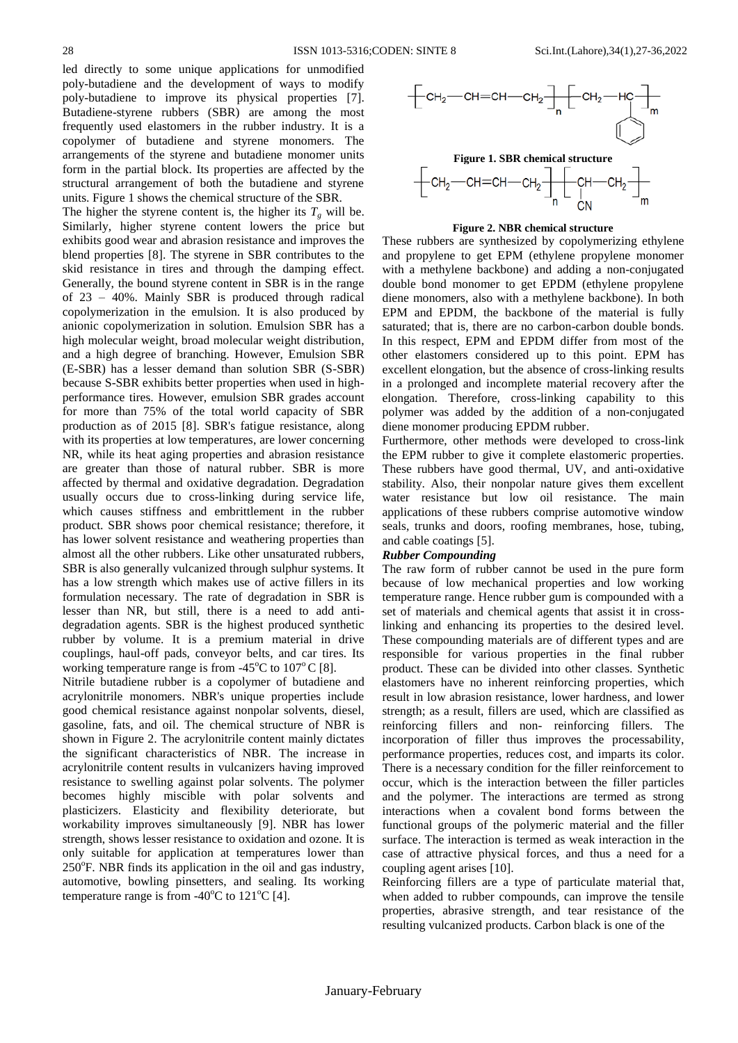led directly to some unique applications for unmodified poly-butadiene and the development of ways to modify poly-butadiene to improve its physical properties [7]. Butadiene-styrene rubbers (SBR) are among the most frequently used elastomers in the rubber industry. It is a copolymer of butadiene and styrene monomers. The arrangements of the styrene and butadiene monomer units form in the partial block. Its properties are affected by the structural arrangement of both the butadiene and styrene units. Figure 1 shows the chemical structure of the SBR.

The higher the styrene content is, the higher its $T_g$ will be. Similarly, higher styrene content lowers the price but exhibits good wear and abrasion resistance and improves the blend properties [8]. The styrene in SBR contributes to the skid resistance in tires and through the damping effect. Generally, the bound styrene content in SBR is in the range of 23 – 40%. Mainly SBR is produced through radical copolymerization in the emulsion. It is also produced by anionic copolymerization in solution. Emulsion SBR has a high molecular weight, broad molecular weight distribution, and a high degree of branching. However, Emulsion SBR (E-SBR) has a lesser demand than solution SBR (S-SBR) because S-SBR exhibits better properties when used in high-performance tires. However, emulsion SBR grades account for more than 75% of the total world capacity of SBR production as of 2015 [8]. SBR's fatigue resistance, along with its properties at low temperatures, are lower concerning NR, while its heat aging properties and abrasion resistance are greater than those of natural rubber. SBR is more affected by thermal and oxidative degradation. Degradation usually occurs due to cross-linking during service life, which causes stiffness and embrittlement in the rubber product. SBR shows poor chemical resistance; therefore, it has lower solvent resistance and weathering properties than almost all the other rubbers. Like other unsaturated rubbers, SBR is also generally vulcanized through sulphur systems. It has a low strength which makes use of active fillers in its formulation necessary. The rate of degradation in SBR is lesser than NR, but still, there is a need to add anti-degradation agents. SBR is the highest produced synthetic rubber by volume. It is a premium material in drive couplings, haul-off pads, conveyor belts, and car tires. Its working temperature range is from -45$^o$C to 107$^o$C [8].

Nitrile butadiene rubber is a copolymer of butadiene and acrylonitrile monomers. NBR's unique properties include good chemical resistance against nonpolar solvents, diesel, gasoline, fats, and oil. The chemical structure of NBR is shown in Figure 2. The acrylonitrile content mainly dictates the significant characteristics of NBR. The increase in acrylonitrile content results in vulcanizers having improved resistance to swelling against polar solvents. The polymer becomes highly miscible with polar solvents and plasticizers. Elasticity and flexibility deteriorate, but workability improves simultaneously [9]. NBR has lower strength, shows lesser resistance to oxidation and ozone. It is only suitable for application at temperatures lower than 250$^o$F. NBR finds its application in the oil and gas industry, automotive, bowling pinsetters, and sealing. Its working temperature range is from -40$^o$C to 121$^o$C [4].

$$\left[ CH_2 - CH = CH - CH_2 \right]_n \left[ CH_2 - CH(C_6H_5) \right]_m$$

**Figure 1. SBR chemical structure**

$$\left[ CH_2 - CH = CH - CH_2 \right]_n \left[ CH(CN) - CH_2 \right]_m$$

**Figure 2. NBR chemical structure**

These rubbers are synthesized by copolymerizing ethylene and propylene to get EPM (ethylene propylene monomer with a methylene backbone) and adding a non-conjugated double bond monomer to get EPDM (ethylene propylene diene monomers, also with a methylene backbone). In both EPM and EPDM, the backbone of the material is fully saturated; that is, there are no carbon-carbon double bonds. In this respect, EPM and EPDM differ from most of the other elastomers considered up to this point. EPM has excellent elongation, but the absence of cross-linking results in a prolonged and incomplete material recovery after the elongation. Therefore, cross-linking capability to this polymer was added by the addition of a non-conjugated diene monomer producing EPDM rubber.

Furthermore, other methods were developed to cross-link the EPM rubber to give it complete elastomeric properties. These rubbers have good thermal, UV, and anti-oxidative stability. Also, their nonpolar nature gives them excellent water resistance but low oil resistance. The main applications of these rubbers comprise automotive window seals, trunks and doors, roofing membranes, hose, tubing, and cable coatings [5].

***Rubber Compounding***

The raw form of rubber cannot be used in the pure form because of low mechanical properties and low working temperature range. Hence rubber gum is compounded with a set of materials and chemical agents that assist it in cross-linking and enhancing its properties to the desired level. These compounding materials are of different types and are responsible for various properties in the final rubber product. These can be divided into other classes. Synthetic elastomers have no inherent reinforcing properties, which result in low abrasion resistance, lower hardness, and lower strength; as a result, fillers are used, which are classified as reinforcing fillers and non- reinforcing fillers. The incorporation of filler thus improves the processability, performance properties, reduces cost, and imparts its color. There is a necessary condition for the filler reinforcement to occur, which is the interaction between the filler particles and the polymer. The interactions are termed as strong interactions when a covalent bond forms between the functional groups of the polymeric material and the filler surface. The interaction is termed as weak interaction in the case of attractive physical forces, and thus a need for a coupling agent arises [10].

Reinforcing fillers are a type of particulate material that, when added to rubber compounds, can improve the tensile properties, abrasive strength, and tear resistance of the resulting vulcanized products. Carbon black is one of the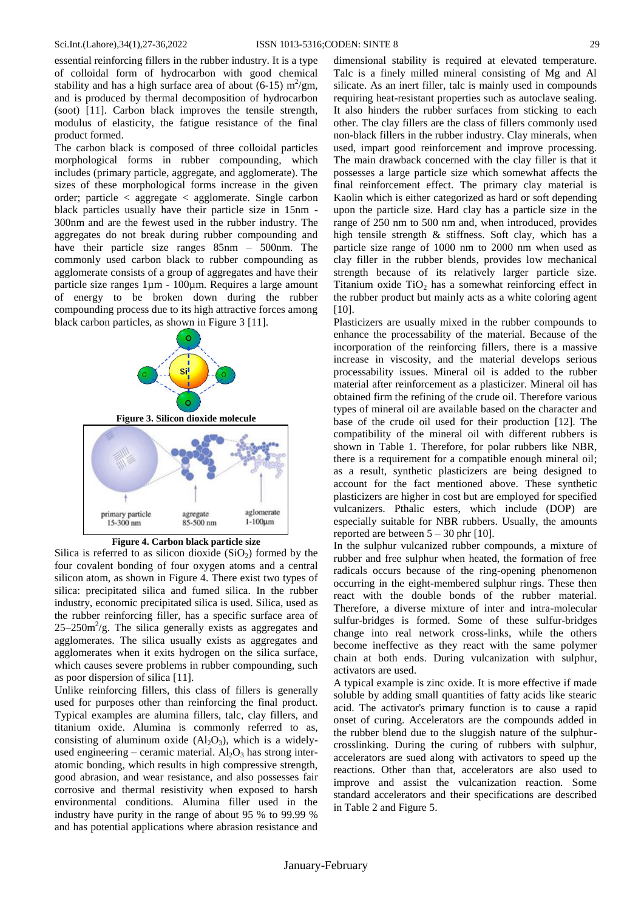essential reinforcing fillers in the rubber industry. It is a type of colloidal form of hydrocarbon with good chemical stability and has a high surface area of about (6-15) $m^2/gm$, and is produced by thermal decomposition of hydrocarbon (soot) [11]. Carbon black improves the tensile strength, modulus of elasticity, the fatigue resistance of the final product formed.

The carbon black is composed of three colloidal particles morphological forms in rubber compounding, which includes (primary particle, aggregate, and agglomerate). The sizes of these morphological forms increase in the given order; particle < aggregate < agglomerate. Single carbon black particles usually have their particle size in 15nm - 300nm and are the fewest used in the rubber industry. The aggregates do not break during rubber compounding and have their particle size ranges 85nm – 500nm. The commonly used carbon black to rubber compounding as agglomerate consists of a group of aggregates and have their particle size ranges 1µm - 100µm. Requires a large amount of energy to be broken down during the rubber compounding process due to its high attractive forces among black carbon particles, as shown in Figure 3 [11].

**Figure 3. Silicon dioxide molecule**

**Figure 4. Carbon black particle size**

Silica is referred to as silicon dioxide ($SiO_2$) formed by the four covalent bonding of four oxygen atoms and a central silicon atom, as shown in Figure 4. There exist two types of silica: precipitated silica and fumed silica. In the rubber industry, economic precipitated silica is used. Silica, used as the rubber reinforcing filler, has a specific surface area of 25–250$m^2$/g. The silica generally exists as aggregates and agglomerates. The silica usually exists as aggregates and agglomerates when it exits hydrogen on the silica surface, which causes severe problems in rubber compounding, such as poor dispersion of silica [11].

Unlike reinforcing fillers, this class of fillers is generally used for purposes other than reinforcing the final product. Typical examples are alumina fillers, talc, clay fillers, and titanium oxide. Alumina is commonly referred to as, consisting of aluminum oxide ($Al_2O_3$), which is a widely-used engineering – ceramic material. $Al_2O_3$ has strong inter-atomic bonding, which results in high compressive strength, good abrasion, and wear resistance, and also possesses fair corrosive and thermal resistivity when exposed to harsh environmental conditions. Alumina filler used in the industry have purity in the range of about 95 % to 99.99 % and has potential applications where abrasion resistance and dimensional stability is required at elevated temperature. Talc is a finely milled mineral consisting of Mg and Al silicate. As an inert filler, talc is mainly used in compounds requiring heat-resistant properties such as autoclave sealing. It also hinders the rubber surfaces from sticking to each other. The clay fillers are the class of fillers commonly used non-black fillers in the rubber industry. Clay minerals, when used, impart good reinforcement and improve processing. The main drawback concerned with the clay filler is that it possesses a large particle size which somewhat affects the final reinforcement effect. The primary clay material is Kaolin which is either categorized as hard or soft depending upon the particle size. Hard clay has a particle size in the range of 250 nm to 500 nm and, when introduced, provides high tensile strength & stiffness. Soft clay, which has a particle size range of 1000 nm to 2000 nm when used as clay filler in the rubber blends, provides low mechanical strength because of its relatively larger particle size. Titanium oxide $TiO_2$ has a somewhat reinforcing effect in the rubber product but mainly acts as a white coloring agent [10].

Plasticizers are usually mixed in the rubber compounds to enhance the processability of the material. Because of the incorporation of the reinforcing fillers, there is a massive increase in viscosity, and the material develops serious processability issues. Mineral oil is added to the rubber material after reinforcement as a plasticizer. Mineral oil has obtained firm the refining of the crude oil. Therefore various types of mineral oil are available based on the character and base of the crude oil used for their production [12]. The compatibility of the mineral oil with different rubbers is shown in Table 1. Therefore, for polar rubbers like NBR, there is a requirement for a compatible enough mineral oil; as a result, synthetic plasticizers are being designed to account for the fact mentioned above. These synthetic plasticizers are higher in cost but are employed for specified vulcanizers. Pthalic esters, which include (DOP) are especially suitable for NBR rubbers. Usually, the amounts reported are between 5 – 30 phr [10].

In the sulphur vulcanized rubber compounds, a mixture of rubber and free sulphur when heated, the formation of free radicals occurs because of the ring-opening phenomenon occurring in the eight-membered sulphur rings. These then react with the double bonds of the rubber material. Therefore, a diverse mixture of inter and intra-molecular sulfur-bridges is formed. Some of these sulfur-bridges change into real network cross-links, while the others become ineffective as they react with the same polymer chain at both ends. During vulcanization with sulphur, activators are used.

A typical example is zinc oxide. It is more effective if made soluble by adding small quantities of fatty acids like stearic acid. The activator's primary function is to cause a rapid onset of curing. Accelerators are the compounds added in the rubber blend due to the sluggish nature of the sulphur-crosslinking. During the curing of rubbers with sulphur, accelerators are sued along with activators to speed up the reactions. Other than that, accelerators are also used to improve and assist the vulcanization reaction. Some standard accelerators and their specifications are described in Table 2 and Figure 5.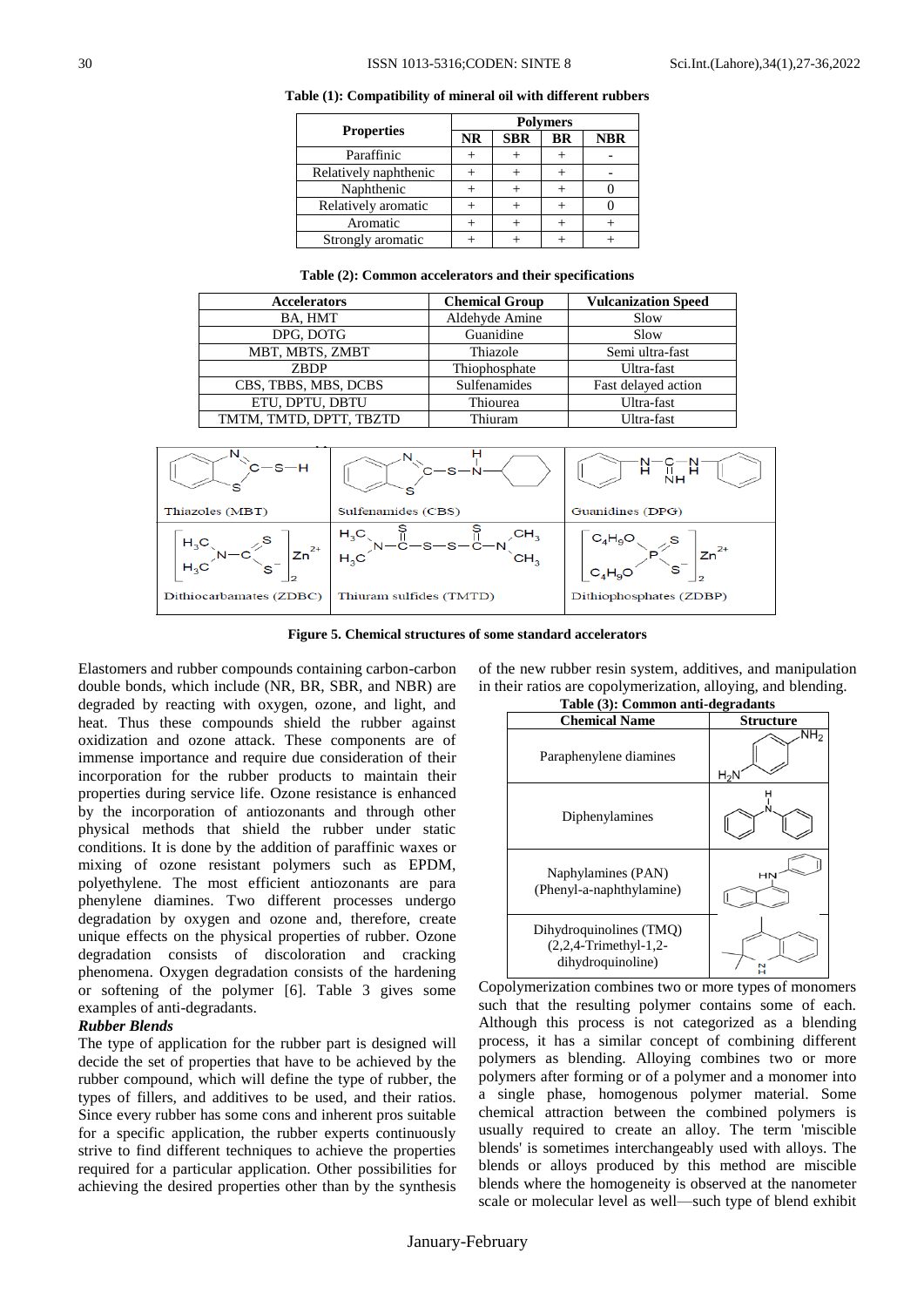**Table (1): Compatibility of mineral oil with different rubbers**

| Properties | Polymers | | | |
|---|---|---|---|---|
| | NR | SBR | BR | NBR |
| Paraffinic | + | + | + | - |
| Relatively naphthenic | + | + | + | - |
| Naphthenic | + | + | + | 0 |
| Relatively aromatic | + | + | + | 0 |
| Aromatic | + | + | + | + |
| Strongly aromatic | + | + | + | + |

**Table (2): Common accelerators and their specifications**

| Accelerators | Chemical Group | Vulcanization Speed |
|---|---|---|
| BA, HMT | Aldehyde Amine | Slow |
| DPG, DOTG | Guanidine | Slow |
| MBT, MBTS, ZMBT | Thiazole | Semi ultra-fast |
| ZBDP | Thiophosphate | Ultra-fast |
| CBS, TBBS, MBS, DCBS | Sulfenamides | Fast delayed action |
| ETU, DPTU, DBTU | Thiourea | Ultra-fast |
| TMTM, TMTD, DPTT, TBZTD | Thiuram | Ultra-fast |

Thiazoles (MBT) | Sulfenamides (CBS) | Guanidines (DPG) | Dithiocarbamates (ZDBC) | Thiuram sulfides (TMTD) | Dithiophosphates (ZDBP)

**Figure 5. Chemical structures of some standard accelerators**

Elastomers and rubber compounds containing carbon-carbon double bonds, which include (NR, BR, SBR, and NBR) are degraded by reacting with oxygen, ozone, and light, and heat. Thus these compounds shield the rubber against oxidization and ozone attack. These components are of immense importance and require due consideration of their incorporation for the rubber products to maintain their properties during service life. Ozone resistance is enhanced by the incorporation of antiozonants and through other physical methods that shield the rubber under static conditions. It is done by the addition of paraffinic waxes or mixing of ozone resistant polymers such as EPDM, polyethylene. The most efficient antiozonants are para phenylene diamines. Two different processes undergo degradation by oxygen and ozone and, therefore, create unique effects on the physical properties of rubber. Ozone degradation consists of discoloration and cracking phenomena. Oxygen degradation consists of the hardening or softening of the polymer [6]. Table 3 gives some examples of anti-degradants.

***Rubber Blends***

The type of application for the rubber part is designed will decide the set of properties that have to be achieved by the rubber compound, which will define the type of rubber, the types of fillers, and additives to be used, and their ratios. Since every rubber has some cons and inherent pros suitable for a specific application, the rubber experts continuously strive to find different techniques to achieve the properties required for a particular application. Other possibilities for achieving the desired properties other than by the synthesis of the new rubber resin system, additives, and manipulation in their ratios are copolymerization, alloying, and blending.

**Table (3): Common anti-degradants**

| Chemical Name | Structure |
|---|---|
| Paraphenylene diamines | |
| Diphenylamines | |
| Naphylamines (PAN) (Phenyl-a-naphthylamine) | |
| Dihydroquinolines (TMQ) (2,2,4-Trimethyl-1,2-dihydroquinoline) | |

Copolymerization combines two or more types of monomers such that the resulting polymer contains some of each. Although this process is not categorized as a blending process, it has a similar concept of combining different polymers as blending. Alloying combines two or more polymers after forming or of a polymer and a monomer into a single phase, homogenous polymer material. Some chemical attraction between the combined polymers is usually required to create an alloy. The term 'miscible blends' is sometimes interchangeably used with alloys. The blends or alloys produced by this method are miscible blends where the homogeneity is observed at the nanometer scale or molecular level as well—such type of blend exhibit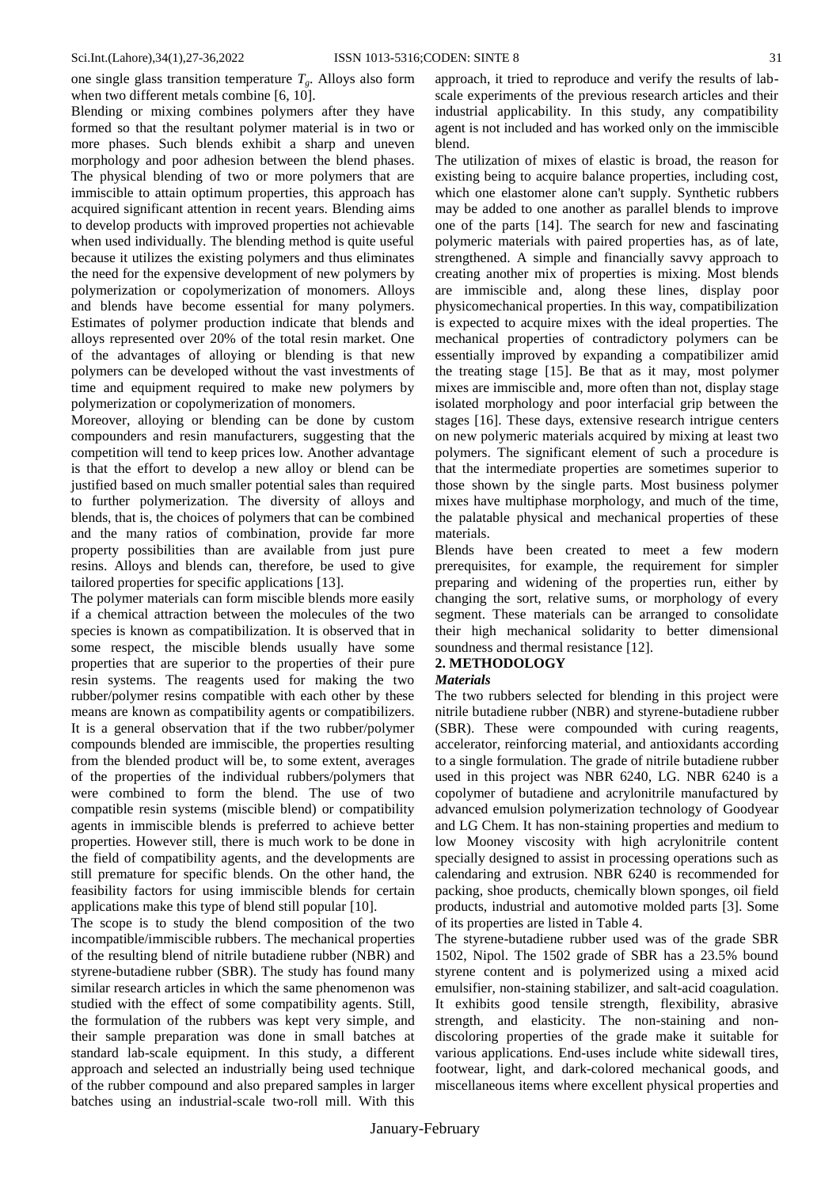one single glass transition temperature $T_g$. Alloys also form when two different metals combine [6, 10].

Blending or mixing combines polymers after they have formed so that the resultant polymer material is in two or more phases. Such blends exhibit a sharp and uneven morphology and poor adhesion between the blend phases. The physical blending of two or more polymers that are immiscible to attain optimum properties, this approach has acquired significant attention in recent years. Blending aims to develop products with improved properties not achievable when used individually. The blending method is quite useful because it utilizes the existing polymers and thus eliminates the need for the expensive development of new polymers by polymerization or copolymerization of monomers. Alloys and blends have become essential for many polymers. Estimates of polymer production indicate that blends and alloys represented over 20% of the total resin market. One of the advantages of alloying or blending is that new polymers can be developed without the vast investments of time and equipment required to make new polymers by polymerization or copolymerization of monomers.

Moreover, alloying or blending can be done by custom compounders and resin manufacturers, suggesting that the competition will tend to keep prices low. Another advantage is that the effort to develop a new alloy or blend can be justified based on much smaller potential sales than required to further polymerization. The diversity of alloys and blends, that is, the choices of polymers that can be combined and the many ratios of combination, provide far more property possibilities than are available from just pure resins. Alloys and blends can, therefore, be used to give tailored properties for specific applications [13].

The polymer materials can form miscible blends more easily if a chemical attraction between the molecules of the two species is known as compatibilization. It is observed that in some respect, the miscible blends usually have some properties that are superior to the properties of their pure resin systems. The reagents used for making the two rubber/polymer resins compatible with each other by these means are known as compatibility agents or compatibilizers. It is a general observation that if the two rubber/polymer compounds blended are immiscible, the properties resulting from the blended product will be, to some extent, averages of the properties of the individual rubbers/polymers that were combined to form the blend. The use of two compatible resin systems (miscible blend) or compatibility agents in immiscible blends is preferred to achieve better properties. However still, there is much work to be done in the field of compatibility agents, and the developments are still premature for specific blends. On the other hand, the feasibility factors for using immiscible blends for certain applications make this type of blend still popular [10].

The scope is to study the blend composition of the two incompatible/immiscible rubbers. The mechanical properties of the resulting blend of nitrile butadiene rubber (NBR) and styrene-butadiene rubber (SBR). The study has found many similar research articles in which the same phenomenon was studied with the effect of some compatibility agents. Still, the formulation of the rubbers was kept very simple, and their sample preparation was done in small batches at standard lab-scale equipment. In this study, a different approach and selected an industrially being used technique of the rubber compound and also prepared samples in larger batches using an industrial-scale two-roll mill. With this approach, it tried to reproduce and verify the results of lab-scale experiments of the previous research articles and their industrial applicability. In this study, any compatibility agent is not included and has worked only on the immiscible blend.

The utilization of mixes of elastic is broad, the reason for existing being to acquire balance properties, including cost, which one elastomer alone can't supply. Synthetic rubbers may be added to one another as parallel blends to improve one of the parts [14]. The search for new and fascinating polymeric materials with paired properties has, as of late, strengthened. A simple and financially savvy approach to creating another mix of properties is mixing. Most blends are immiscible and, along these lines, display poor physicomechanical properties. In this way, compatibilization is expected to acquire mixes with the ideal properties. The mechanical properties of contradictory polymers can be essentially improved by expanding a compatibilizer amid the treating stage [15]. Be that as it may, most polymer mixes are immiscible and, more often than not, display stage isolated morphology and poor interfacial grip between the stages [16]. These days, extensive research intrigue centers on new polymeric materials acquired by mixing at least two polymers. The significant element of such a procedure is that the intermediate properties are sometimes superior to those shown by the single parts. Most business polymer mixes have multiphase morphology, and much of the time, the palatable physical and mechanical properties of these materials.

Blends have been created to meet a few modern prerequisites, for example, the requirement for simpler preparing and widening of the properties run, either by changing the sort, relative sums, or morphology of every segment. These materials can be arranged to consolidate their high mechanical solidarity to better dimensional soundness and thermal resistance [12].

## 2. METHODOLOGY

### *Materials*

The two rubbers selected for blending in this project were nitrile butadiene rubber (NBR) and styrene-butadiene rubber (SBR). These were compounded with curing reagents, accelerator, reinforcing material, and antioxidants according to a single formulation. The grade of nitrile butadiene rubber used in this project was NBR 6240, LG. NBR 6240 is a copolymer of butadiene and acrylonitrile manufactured by advanced emulsion polymerization technology of Goodyear and LG Chem. It has non-staining properties and medium to low Mooney viscosity with high acrylonitrile content specially designed to assist in processing operations such as calendaring and extrusion. NBR 6240 is recommended for packing, shoe products, chemically blown sponges, oil field products, industrial and automotive molded parts [3]. Some of its properties are listed in Table 4.

The styrene-butadiene rubber used was of the grade SBR 1502, Nipol. The 1502 grade of SBR has a 23.5% bound styrene content and is polymerized using a mixed acid emulsifier, non-staining stabilizer, and salt-acid coagulation. It exhibits good tensile strength, flexibility, abrasive strength, and elasticity. The non-staining and non-discoloring properties of the grade make it suitable for various applications. End-uses include white sidewall tires, footwear, light, and dark-colored mechanical goods, and miscellaneous items where excellent physical properties and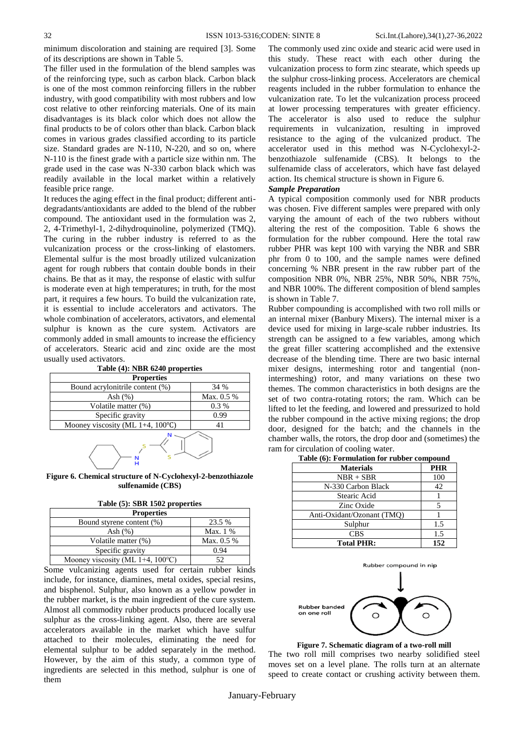minimum discoloration and staining are required [3]. Some of its descriptions are shown in Table 5.

The filler used in the formulation of the blend samples was of the reinforcing type, such as carbon black. Carbon black is one of the most common reinforcing fillers in the rubber industry, with good compatibility with most rubbers and low cost relative to other reinforcing materials. One of its main disadvantages is its black color which does not allow the final products to be of colors other than black. Carbon black comes in various grades classified according to its particle size. Standard grades are N-110, N-220, and so on, where N-110 is the finest grade with a particle size within nm. The grade used in the case was N-330 carbon black which was readily available in the local market within a relatively feasible price range.

It reduces the aging effect in the final product; different anti-degradants/antioxidants are added to the blend of the rubber compound. The antioxidant used in the formulation was 2, 2, 4-Trimethyl-1, 2-dihydroquinoline, polymerized (TMQ). The curing in the rubber industry is referred to as the vulcanization process or the cross-linking of elastomers. Elemental sulfur is the most broadly utilized vulcanization agent for rough rubbers that contain double bonds in their chains. Be that as it may, the response of elastic with sulfur is moderate even at high temperatures; in truth, for the most part, it requires a few hours. To build the vulcanization rate, it is essential to include accelerators and activators. The whole combination of accelerators, activators, and elemental sulphur is known as the cure system. Activators are commonly added in small amounts to increase the efficiency of accelerators. Stearic acid and zinc oxide are the most usually used activators.

**Table (4): NBR 6240 properties**

| Properties | |
|---|---|
| Bound acrylonitrile content (%) | 34 % |
| Ash (%) | Max. 0.5 % |
| Volatile matter (%) | 0.3 % |
| Specific gravity | 0.99 |
| Mooney viscosity (ML 1+4, 100℃) | 41 |

**Figure 6. Chemical structure of N-Cyclohexyl-2-benzothiazole sulfenamide (CBS)**

**Table (5): SBR 1502 properties**

| Properties | |
|---|---|
| Bound styrene content (%) | 23.5 % |
| Ash (%) | Max. 1 % |
| Volatile matter (%) | Max. 0.5 % |
| Specific gravity | 0.94 |
| Mooney viscosity (ML 1+4, 100℃) | 52 |

Some vulcanizing agents used for certain rubber kinds include, for instance, diamines, metal oxides, special resins, and bisphenol. Sulphur, also known as a yellow powder in the rubber market, is the main ingredient of the cure system. Almost all commodity rubber products produced locally use sulphur as the cross-linking agent. Also, there are several accelerators available in the market which have sulfur attached to their molecules, eliminating the need for elemental sulphur to be added separately in the method. However, by the aim of this study, a common type of ingredients are selected in this method, sulphur is one of them

The commonly used zinc oxide and stearic acid were used in this study. These react with each other during the vulcanization process to form zinc stearate, which speeds up the sulphur cross-linking process. Accelerators are chemical reagents included in the rubber formulation to enhance the vulcanization rate. To let the vulcanization process proceed at lower processing temperatures with greater efficiency. The accelerator is also used to reduce the sulphur requirements in vulcanization, resulting in improved resistance to the aging of the vulcanized product. The accelerator used in this method was N-Cyclohexyl-2-benzothiazole sulfenamide (CBS). It belongs to the sulfenamide class of accelerators, which have fast delayed action. Its chemical structure is shown in Figure 6.

***Sample Preparation***

A typical composition commonly used for NBR products was chosen. Five different samples were prepared with only varying the amount of each of the two rubbers without altering the rest of the composition. Table 6 shows the formulation for the rubber compound. Here the total raw rubber PHR was kept 100 with varying the NBR and SBR phr from 0 to 100, and the sample names were defined concerning % NBR present in the raw rubber part of the composition NBR 0%, NBR 25%, NBR 50%, NBR 75%, and NBR 100%. The different composition of blend samples is shown in Table 7.

Rubber compounding is accomplished with two roll mills or an internal mixer (Banbury Mixers). The internal mixer is a device used for mixing in large-scale rubber industries. Its strength can be assigned to a few variables, among which the great filler scattering accomplished and the extensive decrease of the blending time. There are two basic internal mixer designs, intermeshing rotor and tangential (non-intermeshing) rotor, and many variations on these two themes. The common characteristics in both designs are the set of two contra-rotating rotors; the ram. Which can be lifted to let the feeding, and lowered and pressurized to hold the rubber compound in the active mixing regions; the drop door, designed for the batch; and the channels in the chamber walls, the rotors, the drop door and (sometimes) the ram for circulation of cooling water.

**Table (6): Formulation for rubber compound**

| Materials | PHR |
|---|---|
| NBR + SBR | 100 |
| N-330 Carbon Black | 42 |
| Stearic Acid | 1 |
| Zinc Oxide | 5 |
| Anti-Oxidant/Ozonant (TMQ) | 1 |
| Sulphur | 1.5 |
| CBS | 1.5 |
| **Total PHR:** | **152** |

**Figure 7. Schematic diagram of a two-roll mill**

The two roll mill comprises two nearby solidified steel moves set on a level plane. The rolls turn at an alternate speed to create contact or crushing activity between them.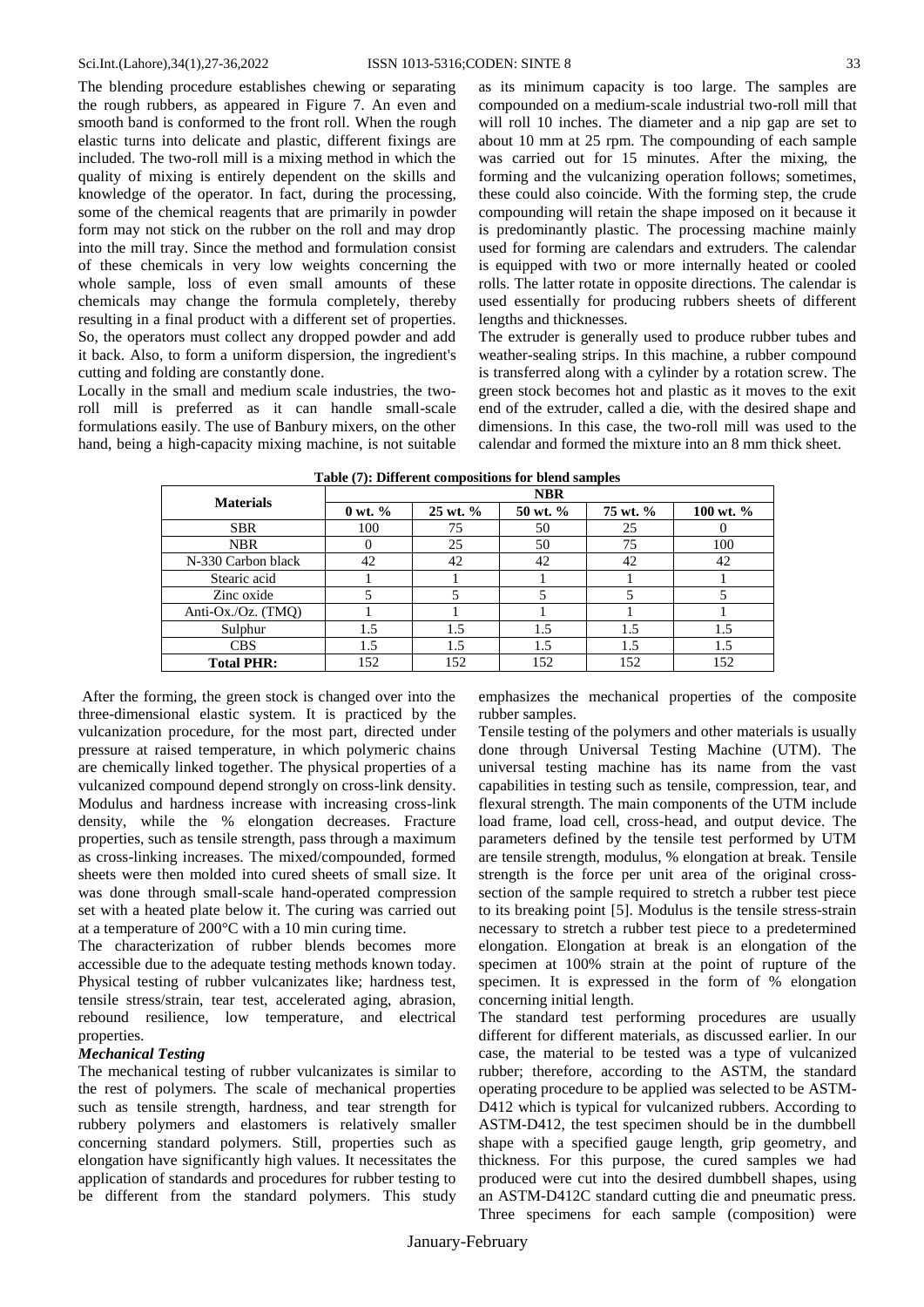The blending procedure establishes chewing or separating the rough rubbers, as appeared in Figure 7. An even and smooth band is conformed to the front roll. When the rough elastic turns into delicate and plastic, different fixings are included. The two-roll mill is a mixing method in which the quality of mixing is entirely dependent on the skills and knowledge of the operator. In fact, during the processing, some of the chemical reagents that are primarily in powder form may not stick on the rubber on the roll and may drop into the mill tray. Since the method and formulation consist of these chemicals in very low weights concerning the whole sample, loss of even small amounts of these chemicals may change the formula completely, thereby resulting in a final product with a different set of properties. So, the operators must collect any dropped powder and add it back. Also, to form a uniform dispersion, the ingredient's cutting and folding are constantly done.

Locally in the small and medium scale industries, the two-roll mill is preferred as it can handle small-scale formulations easily. The use of Banbury mixers, on the other hand, being a high-capacity mixing machine, is not suitable as its minimum capacity is too large. The samples are compounded on a medium-scale industrial two-roll mill that will roll 10 inches. The diameter and a nip gap are set to about 10 mm at 25 rpm. The compounding of each sample was carried out for 15 minutes. After the mixing, the forming and the vulcanizing operation follows; sometimes, these could also coincide. With the forming step, the crude compounding will retain the shape imposed on it because it is predominantly plastic. The processing machine mainly used for forming are calendars and extruders. The calendar is equipped with two or more internally heated or cooled rolls. The latter rotate in opposite directions. The calendar is used essentially for producing rubbers sheets of different lengths and thicknesses.

The extruder is generally used to produce rubber tubes and weather-sealing strips. In this machine, a rubber compound is transferred along with a cylinder by a rotation screw. The green stock becomes hot and plastic as it moves to the exit end of the extruder, called a die, with the desired shape and dimensions. In this case, the two-roll mill was used to the calendar and formed the mixture into an 8 mm thick sheet.

**Table (7): Different compositions for blend samples**

| Materials | NBR | | | | |
|---|---|---|---|---|---|
| | 0 wt. % | 25 wt. % | 50 wt. % | 75 wt. % | 100 wt. % |
| SBR | 100 | 75 | 50 | 25 | 0 |
| NBR | 0 | 25 | 50 | 75 | 100 |
| N-330 Carbon black | 42 | 42 | 42 | 42 | 42 |
| Stearic acid | 1 | 1 | 1 | 1 | 1 |
| Zinc oxide | 5 | 5 | 5 | 5 | 5 |
| Anti-Ox./Oz. (TMQ) | 1 | 1 | 1 | 1 | 1 |
| Sulphur | 1.5 | 1.5 | 1.5 | 1.5 | 1.5 |
| CBS | 1.5 | 1.5 | 1.5 | 1.5 | 1.5 |
| **Total PHR:** | 152 | 152 | 152 | 152 | 152 |

After the forming, the green stock is changed over into the three-dimensional elastic system. It is practiced by the vulcanization procedure, for the most part, directed under pressure at raised temperature, in which polymeric chains are chemically linked together. The physical properties of a vulcanized compound depend strongly on cross-link density. Modulus and hardness increase with increasing cross-link density, while the % elongation decreases. Fracture properties, such as tensile strength, pass through a maximum as cross-linking increases. The mixed/compounded, formed sheets were then molded into cured sheets of small size. It was done through small-scale hand-operated compression set with a heated plate below it. The curing was carried out at a temperature of 200°C with a 10 min curing time.

The characterization of rubber blends becomes more accessible due to the adequate testing methods known today. Physical testing of rubber vulcanizates like; hardness test, tensile stress/strain, tear test, accelerated aging, abrasion, rebound resilience, low temperature, and electrical properties.

***Mechanical Testing***

The mechanical testing of rubber vulcanizates is similar to the rest of polymers. The scale of mechanical properties such as tensile strength, hardness, and tear strength for rubbery polymers and elastomers is relatively smaller concerning standard polymers. Still, properties such as elongation have significantly high values. It necessitates the application of standards and procedures for rubber testing to be different from the standard polymers. This study emphasizes the mechanical properties of the composite rubber samples.

Tensile testing of the polymers and other materials is usually done through Universal Testing Machine (UTM). The universal testing machine has its name from the vast capabilities in testing such as tensile, compression, tear, and flexural strength. The main components of the UTM include load frame, load cell, cross-head, and output device. The parameters defined by the tensile test performed by UTM are tensile strength, modulus, % elongation at break. Tensile strength is the force per unit area of the original cross-section of the sample required to stretch a rubber test piece to its breaking point [5]. Modulus is the tensile stress-strain necessary to stretch a rubber test piece to a predetermined elongation. Elongation at break is an elongation of the specimen at 100% strain at the point of rupture of the specimen. It is expressed in the form of % elongation concerning initial length.

The standard test performing procedures are usually different for different materials, as discussed earlier. In our case, the material to be tested was a type of vulcanized rubber; therefore, according to the ASTM, the standard operating procedure to be applied was selected to be ASTM-D412 which is typical for vulcanized rubbers. According to ASTM-D412, the test specimen should be in the dumbbell shape with a specified gauge length, grip geometry, and thickness. For this purpose, the cured samples we had produced were cut into the desired dumbbell shapes, using an ASTM-D412C standard cutting die and pneumatic press. Three specimens for each sample (composition) were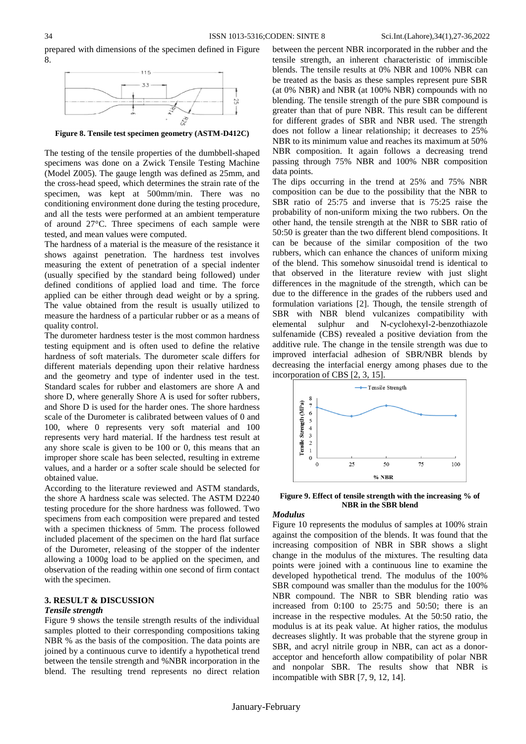prepared with dimensions of the specimen defined in Figure 8.

Figure 8. Tensile test specimen geometry (ASTM-D412C)

The testing of the tensile properties of the dumbbell-shaped specimens was done on a Zwick Tensile Testing Machine (Model Z005). The gauge length was defined as 25mm, and the cross-head speed, which determines the strain rate of the specimen, was kept at 500mm/min. There was no conditioning environment done during the testing procedure, and all the tests were performed at an ambient temperature of around 27°C. Three specimens of each sample were tested, and mean values were computed.

The hardness of a material is the measure of the resistance it shows against penetration. The hardness test involves measuring the extent of penetration of a special indenter (usually specified by the standard being followed) under defined conditions of applied load and time. The force applied can be either through dead weight or by a spring. The value obtained from the result is usually utilized to measure the hardness of a particular rubber or as a means of quality control.

The durometer hardness tester is the most common hardness testing equipment and is often used to define the relative hardness of soft materials. The durometer scale differs for different materials depending upon their relative hardness and the geometry and type of indenter used in the test. Standard scales for rubber and elastomers are shore A and shore D, where generally Shore A is used for softer rubbers, and Shore D is used for the harder ones. The shore hardness scale of the Durometer is calibrated between values of 0 and 100, where 0 represents very soft material and 100 represents very hard material. If the hardness test result at any shore scale is given to be 100 or 0, this means that an improper shore scale has been selected, resulting in extreme values, and a harder or a softer scale should be selected for obtained value.

According to the literature reviewed and ASTM standards, the shore A hardness scale was selected. The ASTM D2240 testing procedure for the shore hardness was followed. Two specimens from each composition were prepared and tested with a specimen thickness of 5mm. The process followed included placement of the specimen on the hard flat surface of the Durometer, releasing of the stopper of the indenter allowing a 1000g load to be applied on the specimen, and observation of the reading within one second of firm contact with the specimen.

## 3. RESULT & DISCUSSION

### *Tensile strength*

Figure 9 shows the tensile strength results of the individual samples plotted to their corresponding compositions taking NBR % as the basis of the composition. The data points are joined by a continuous curve to identify a hypothetical trend between the tensile strength and %NBR incorporation in the blend. The resulting trend represents no direct relation between the percent NBR incorporated in the rubber and the tensile strength, an inherent characteristic of immiscible blends. The tensile results at 0% NBR and 100% NBR can be treated as the basis as these samples represent pure SBR (at 0% NBR) and NBR (at 100% NBR) compounds with no blending. The tensile strength of the pure SBR compound is greater than that of pure NBR. This result can be different for different grades of SBR and NBR used. The strength does not follow a linear relationship; it decreases to 25% NBR to its minimum value and reaches its maximum at 50% NBR composition. It again follows a decreasing trend passing through 75% NBR and 100% NBR composition data points.

The dips occurring in the trend at 25% and 75% NBR composition can be due to the possibility that the NBR to SBR ratio of 25:75 and inverse that is 75:25 raise the probability of non-uniform mixing the two rubbers. On the other hand, the tensile strength at the NBR to SBR ratio of 50:50 is greater than the two different blend compositions. It can be because of the similar composition of the two rubbers, which can enhance the chances of uniform mixing of the blend. This somehow sinusoidal trend is identical to that observed in the literature review with just slight differences in the magnitude of the strength, which can be due to the difference in the grades of the rubbers used and formulation variations [2]. Though, the tensile strength of SBR with NBR blend vulcanizes compatibility with elemental sulphur and N-cyclohexyl-2-benzothiazole sulfenamide (CBS) revealed a positive deviation from the additive rule. The change in the tensile strength was due to improved interfacial adhesion of SBR/NBR blends by decreasing the interfacial energy among phases due to the incorporation of CBS [2, 3, 15].

Figure 9. Effect of tensile strength with the increasing % of NBR in the SBR blend

### *Modulus*

Figure 10 represents the modulus of samples at 100% strain against the composition of the blends. It was found that the increasing composition of NBR in SBR shows a slight change in the modulus of the mixtures. The resulting data points were joined with a continuous line to examine the developed hypothetical trend. The modulus of the 100% SBR compound was smaller than the modulus for the 100% NBR compound. The NBR to SBR blending ratio was increased from 0:100 to 25:75 and 50:50; there is an increase in the respective modules. At the 50:50 ratio, the modulus is at its peak value. At higher ratios, the modulus decreases slightly. It was probable that the styrene group in SBR, and acryl nitrile group in NBR, can act as a donor-acceptor and henceforth allow compatibility of polar NBR and nonpolar SBR. The results show that NBR is incompatible with SBR [7, 9, 12, 14].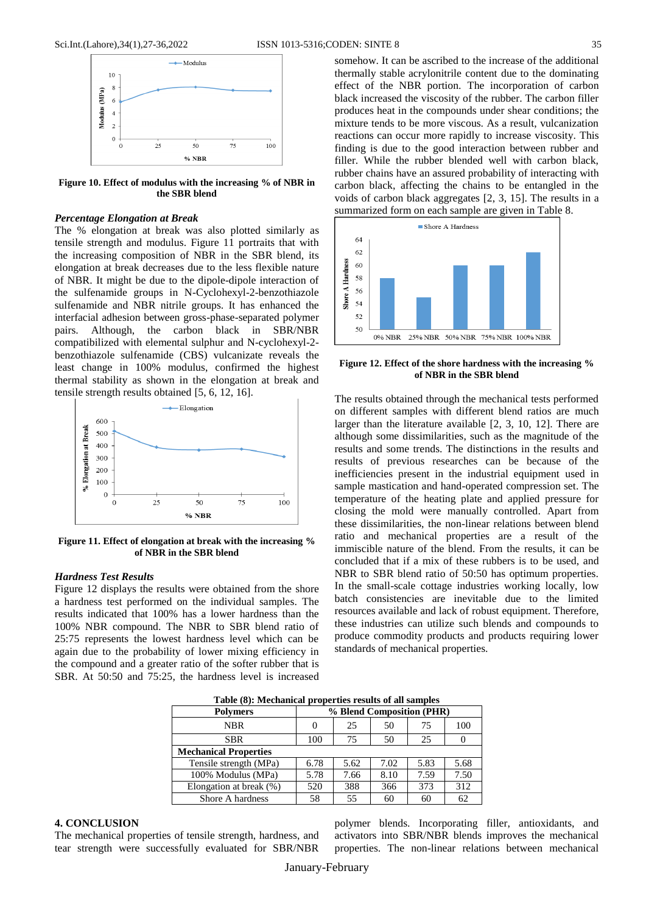Figure 10. Effect of modulus with the increasing % of NBR in the SBR blend

### *Percentage Elongation at Break*

The % elongation at break was also plotted similarly as tensile strength and modulus. Figure 11 portraits that with the increasing composition of NBR in the SBR blend, its elongation at break decreases due to the less flexible nature of NBR. It might be due to the dipole-dipole interaction of the sulfenamide groups in N-Cyclohexyl-2-benzothiazole sulfenamide and NBR nitrile groups. It has enhanced the interfacial adhesion between gross-phase-separated polymer pairs. Although, the carbon black in SBR/NBR compatibilized with elemental sulphur and N-cyclohexyl-2-benzothiazole sulfenamide (CBS) vulcanizate reveals the least change in 100% modulus, confirmed the highest thermal stability as shown in the elongation at break and tensile strength results obtained [5, 6, 12, 16].

Figure 11. Effect of elongation at break with the increasing % of NBR in the SBR blend

### *Hardness Test Results*

Figure 12 displays the results were obtained from the shore a hardness test performed on the individual samples. The results indicated that 100% has a lower hardness than the 100% NBR compound. The NBR to SBR blend ratio of 25:75 represents the lowest hardness level which can be again due to the probability of lower mixing efficiency in the compound and a greater ratio of the softer rubber that is SBR. At 50:50 and 75:25, the hardness level is increased somehow. It can be ascribed to the increase of the additional thermally stable acrylonitrile content due to the dominating effect of the NBR portion. The incorporation of carbon black increased the viscosity of the rubber. The carbon filler produces heat in the compounds under shear conditions; the mixture tends to be more viscous. As a result, vulcanization reactions can occur more rapidly to increase viscosity. This finding is due to the good interaction between rubber and filler. While the rubber blended well with carbon black, rubber chains have an assured probability of interacting with carbon black, affecting the chains to be entangled in the voids of carbon black aggregates [2, 3, 15]. The results in a summarized form on each sample are given in Table 8.

Figure 12. Effect of the shore hardness with the increasing % of NBR in the SBR blend

The results obtained through the mechanical tests performed on different samples with different blend ratios are much larger than the literature available [2, 3, 10, 12]. There are although some dissimilarities, such as the magnitude of the results and some trends. The distinctions in the results and results of previous researches can be because of the inefficiencies present in the industrial equipment used in sample mastication and hand-operated compression set. The temperature of the heating plate and applied pressure for closing the mold were manually controlled. Apart from these dissimilarities, the non-linear relations between blend ratio and mechanical properties are a result of the immiscible nature of the blend. From the results, it can be concluded that if a mix of these rubbers is to be used, and NBR to SBR blend ratio of 50:50 has optimum properties. In the small-scale cottage industries working locally, low batch consistencies are inevitable due to the limited resources available and lack of robust equipment. Therefore, these industries can utilize such blends and compounds to produce commodity products and products requiring lower standards of mechanical properties.

**Table (8): Mechanical properties results of all samples**

| Polymers | % Blend Composition (PHR) | | | | |
|---|---|---|---|---|---|
| NBR | 0 | 25 | 50 | 75 | 100 |
| SBR | 100 | 75 | 50 | 25 | 0 |
| **Mechanical Properties** | | | | | |
| Tensile strength (MPa) | 6.78 | 5.62 | 7.02 | 5.83 | 5.68 |
| 100% Modulus (MPa) | 5.78 | 7.66 | 8.10 | 7.59 | 7.50 |
| Elongation at break (%) | 520 | 388 | 366 | 373 | 312 |
| Shore A hardness | 58 | 55 | 60 | 60 | 62 |

## 4. CONCLUSION

The mechanical properties of tensile strength, hardness, and tear strength were successfully evaluated for SBR/NBR polymer blends. Incorporating filler, antioxidants, and activators into SBR/NBR blends improves the mechanical properties. The non-linear relations between mechanical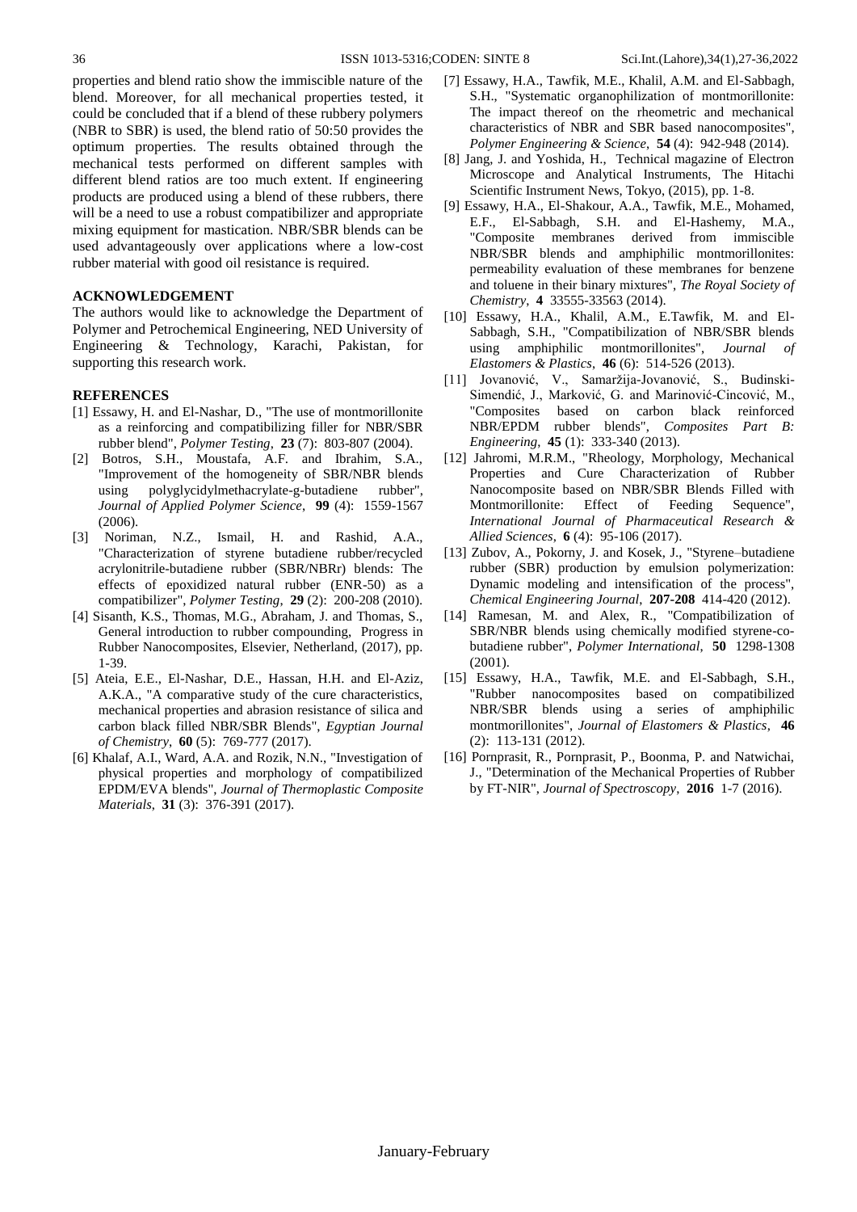properties and blend ratio show the immiscible nature of the blend. Moreover, for all mechanical properties tested, it could be concluded that if a blend of these rubbery polymers (NBR to SBR) is used, the blend ratio of 50:50 provides the optimum properties. The results obtained through the mechanical tests performed on different samples with different blend ratios are too much extent. If engineering products are produced using a blend of these rubbers, there will be a need to use a robust compatibilizer and appropriate mixing equipment for mastication. NBR/SBR blends can be used advantageously over applications where a low-cost rubber material with good oil resistance is required.

## ACKNOWLEDGEMENT

The authors would like to acknowledge the Department of Polymer and Petrochemical Engineering, NED University of Engineering & Technology, Karachi, Pakistan, for supporting this research work.

## REFERENCES

[1] Essawy, H. and El-Nashar, D., "The use of montmorillonite as a reinforcing and compatibilizing filler for NBR/SBR rubber blend", *Polymer Testing*, **23** (7): 803-807 (2004).

[2] Botros, S.H., Moustafa, A.F. and Ibrahim, S.A., "Improvement of the homogeneity of SBR/NBR blends using polyglycidylmethacrylate-g-butadiene rubber", *Journal of Applied Polymer Science*, **99** (4): 1559-1567 (2006).

[3] Noriman, N.Z., Ismail, H. and Rashid, A.A., "Characterization of styrene butadiene rubber/recycled acrylonitrile-butadiene rubber (SBR/NBRr) blends: The effects of epoxidized natural rubber (ENR-50) as a compatibilizer", *Polymer Testing*, **29** (2): 200-208 (2010).

[4] Sisanth, K.S., Thomas, M.G., Abraham, J. and Thomas, S., General introduction to rubber compounding, Progress in Rubber Nanocomposites, Elsevier, Netherland, (2017), pp. 1-39.

[5] Ateia, E.E., El-Nashar, D.E., Hassan, H.H. and El-Aziz, A.K.A., "A comparative study of the cure characteristics, mechanical properties and abrasion resistance of silica and carbon black filled NBR/SBR Blends", *Egyptian Journal of Chemistry*, **60** (5): 769-777 (2017).

[6] Khalaf, A.I., Ward, A.A. and Rozik, N.N., "Investigation of physical properties and morphology of compatibilized EPDM/EVA blends", *Journal of Thermoplastic Composite Materials*, **31** (3): 376-391 (2017).

[7] Essawy, H.A., Tawfik, M.E., Khalil, A.M. and El-Sabbagh, S.H., "Systematic organophilization of montmorillonite: The impact thereof on the rheometric and mechanical characteristics of NBR and SBR based nanocomposites", *Polymer Engineering & Science*, **54** (4): 942-948 (2014).

[8] Jang, J. and Yoshida, H., Technical magazine of Electron Microscope and Analytical Instruments, The Hitachi Scientific Instrument News, Tokyo, (2015), pp. 1-8.

[9] Essawy, H.A., El-Shakour, A.A., Tawfik, M.E., Mohamed, E.F., El-Sabbagh, S.H. and El-Hashemy, M.A., "Composite membranes derived from immiscible NBR/SBR blends and amphiphilic montmorillonites: permeability evaluation of these membranes for benzene and toluene in their binary mixtures", *The Royal Society of Chemistry*, **4** 33555-33563 (2014).

[10] Essawy, H.A., Khalil, A.M., E.Tawfik, M. and El-Sabbagh, S.H., "Compatibilization of NBR/SBR blends using amphiphilic montmorillonites", *Journal of Elastomers & Plastics*, **46** (6): 514-526 (2013).

[11] Jovanović, V., Samaržija-Jovanović, S., Budinski-Simendić, J., Marković, G. and Marinović-Cincović, M., "Composites based on carbon black reinforced NBR/EPDM rubber blends", *Composites Part B: Engineering*, **45** (1): 333-340 (2013).

[12] Jahromi, M.R.M., "Rheology, Morphology, Mechanical Properties and Cure Characterization of Rubber Nanocomposite based on NBR/SBR Blends Filled with Montmorillonite: Effect of Feeding Sequence", *International Journal of Pharmaceutical Research & Allied Sciences*, **6** (4): 95-106 (2017).

[13] Zubov, A., Pokorny, J. and Kosek, J., "Styrene–butadiene rubber (SBR) production by emulsion polymerization: Dynamic modeling and intensification of the process", *Chemical Engineering Journal*, **207-208** 414-420 (2012).

[14] Ramesan, M. and Alex, R., "Compatibilization of SBR/NBR blends using chemically modified styrene-co-butadiene rubber", *Polymer International*, **50** 1298-1308 (2001).

[15] Essawy, H.A., Tawfik, M.E. and El-Sabbagh, S.H., "Rubber nanocomposites based on compatibilized NBR/SBR blends using a series of amphiphilic montmorillonites", *Journal of Elastomers & Plastics*, **46** (2): 113-131 (2012).

[16] Pornprasit, R., Pornprasit, P., Boonma, P. and Natwichai, J., "Determination of the Mechanical Properties of Rubber by FT-NIR", *Journal of Spectroscopy*, **2016** 1-7 (2016).